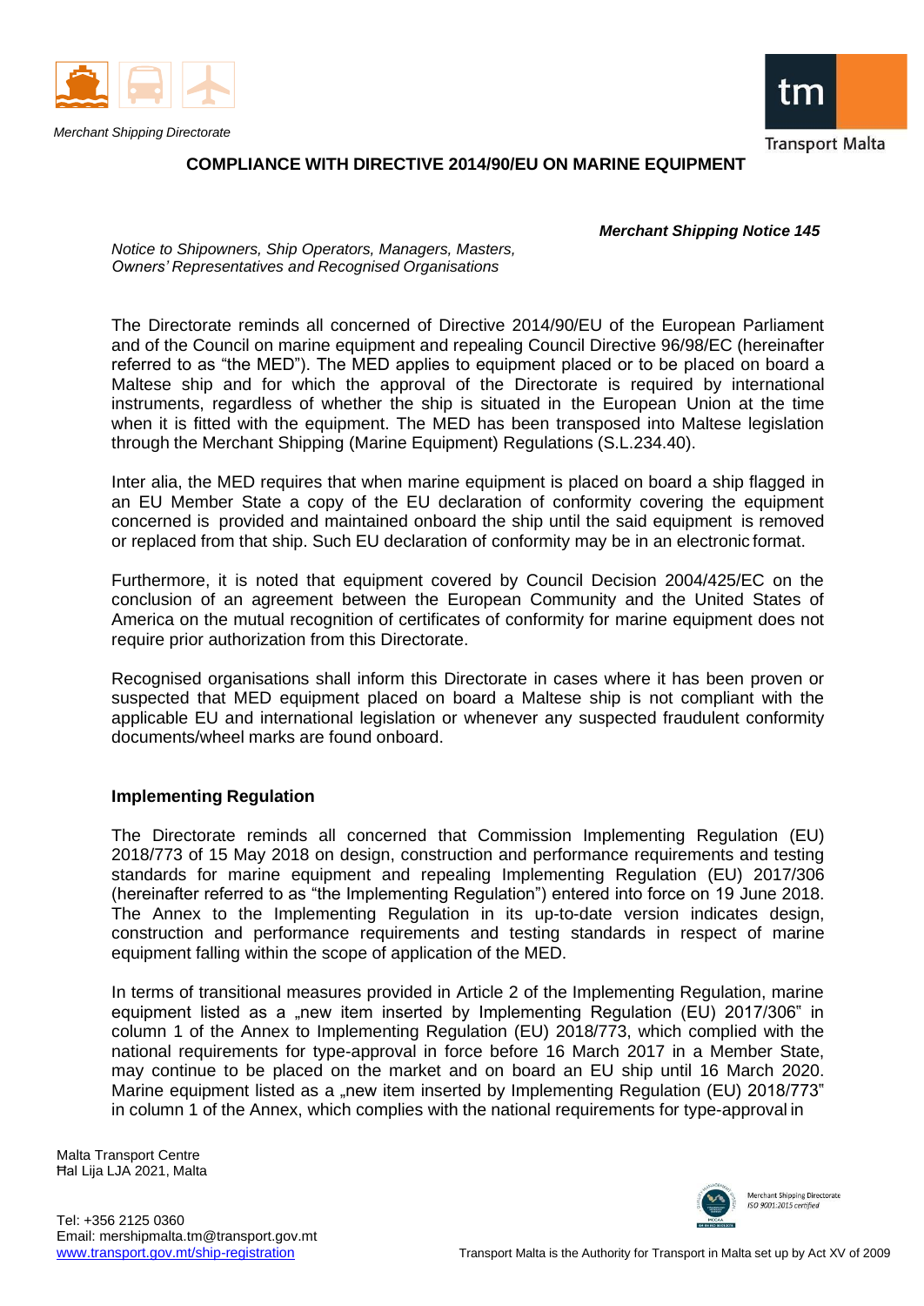Merchant Shipping Directorate

# COMPLIANCE WITH DIRECTIVE 2014/90/EU ON MARINE EQUIPMENT

***Merchant Shipping Notice 145***

*Notice to Shipowners, Ship Operators, Managers, Masters, Owners' Representatives and Recognised Organisations*

The Directorate reminds all concerned of Directive 2014/90/EU of the European Parliament and of the Council on marine equipment and repealing Council Directive 96/98/EC (hereinafter referred to as "the MED"). The MED applies to equipment placed or to be placed on board a Maltese ship and for which the approval of the Directorate is required by international instruments, regardless of whether the ship is situated in the European Union at the time when it is fitted with the equipment. The MED has been transposed into Maltese legislation through the Merchant Shipping (Marine Equipment) Regulations (S.L.234.40).

Inter alia, the MED requires that when marine equipment is placed on board a ship flagged in an EU Member State a copy of the EU declaration of conformity covering the equipment concerned is provided and maintained onboard the ship until the said equipment is removed or replaced from that ship. Such EU declaration of conformity may be in an electronic format.

Furthermore, it is noted that equipment covered by Council Decision 2004/425/EC on the conclusion of an agreement between the European Community and the United States of America on the mutual recognition of certificates of conformity for marine equipment does not require prior authorization from this Directorate.

Recognised organisations shall inform this Directorate in cases where it has been proven or suspected that MED equipment placed on board a Maltese ship is not compliant with the applicable EU and international legislation or whenever any suspected fraudulent conformity documents/wheel marks are found onboard.

## Implementing Regulation

The Directorate reminds all concerned that Commission Implementing Regulation (EU) 2018/773 of 15 May 2018 on design, construction and performance requirements and testing standards for marine equipment and repealing Implementing Regulation (EU) 2017/306 (hereinafter referred to as "the Implementing Regulation") entered into force on 19 June 2018. The Annex to the Implementing Regulation in its up-to-date version indicates design, construction and performance requirements and testing standards in respect of marine equipment falling within the scope of application of the MED.

In terms of transitional measures provided in Article 2 of the Implementing Regulation, marine equipment listed as a „new item inserted by Implementing Regulation (EU) 2017/306" in column 1 of the Annex to Implementing Regulation (EU) 2018/773, which complied with the national requirements for type-approval in force before 16 March 2017 in a Member State, may continue to be placed on the market and on board an EU ship until 16 March 2020. Marine equipment listed as a „new item inserted by Implementing Regulation (EU) 2018/773" in column 1 of the Annex, which complies with the national requirements for type-approval in

Malta Transport Centre
Ħal Lija LJA 2021, Malta

Tel: +356 2125 0360
Email: mershipmalta.tm@transport.gov.mt
www.transport.gov.mt/ship-registration

Transport Malta is the Authority for Transport in Malta set up by Act XV of 2009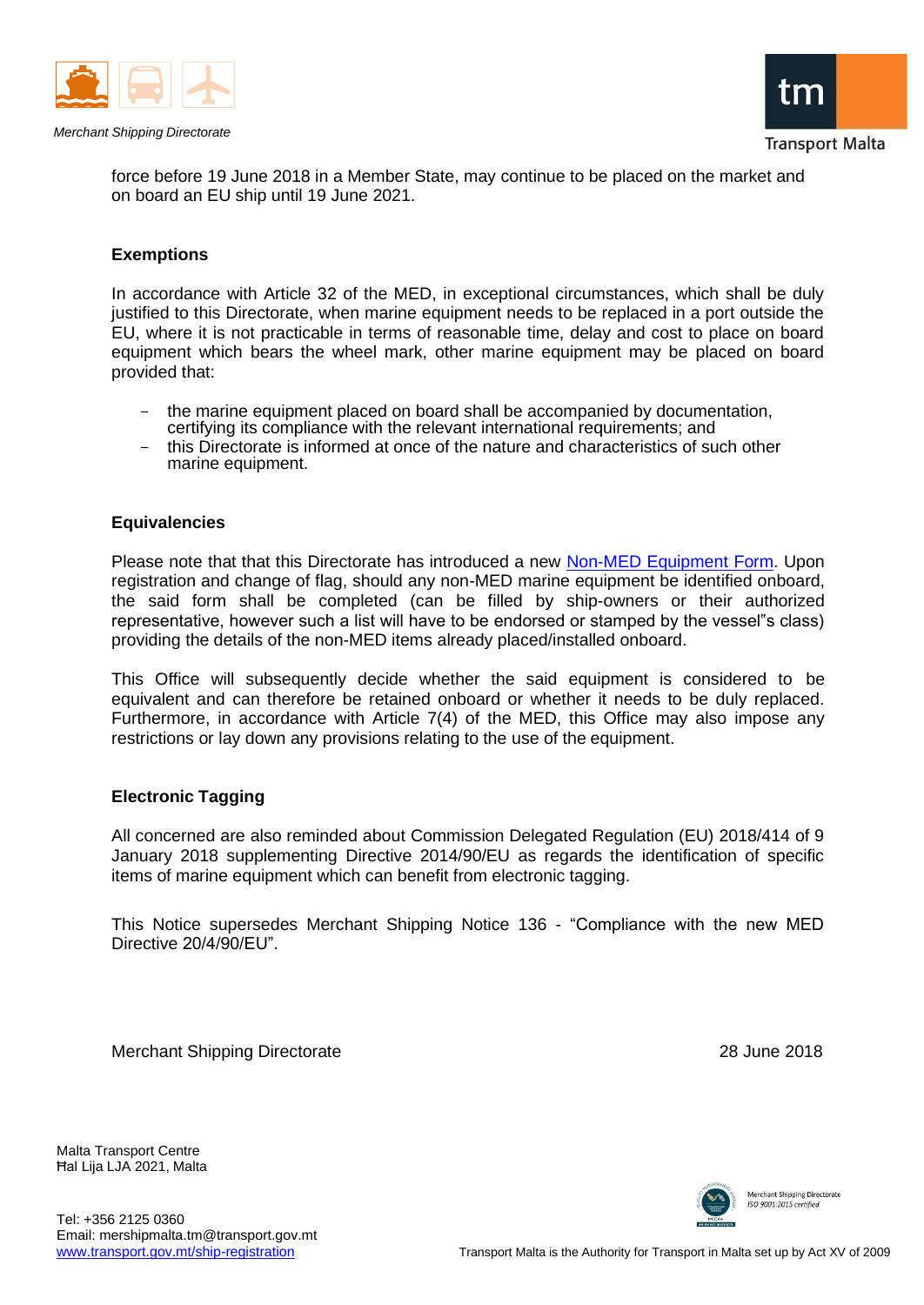force before 19 June 2018 in a Member State, may continue to be placed on the market and on board an EU ship until 19 June 2021.

**Exemptions**

In accordance with Article 32 of the MED, in exceptional circumstances, which shall be duly justified to this Directorate, when marine equipment needs to be replaced in a port outside the EU, where it is not practicable in terms of reasonable time, delay and cost to place on board equipment which bears the wheel mark, other marine equipment may be placed on board provided that:

- the marine equipment placed on board shall be accompanied by documentation, certifying its compliance with the relevant international requirements; and
- this Directorate is informed at once of the nature and characteristics of such other marine equipment.

**Equivalencies**

Please note that that this Directorate has introduced a new Non-MED Equipment Form. Upon registration and change of flag, should any non-MED marine equipment be identified onboard, the said form shall be completed (can be filled by ship-owners or their authorized representative, however such a list will have to be endorsed or stamped by the vessel"s class) providing the details of the non-MED items already placed/installed onboard.

This Office will subsequently decide whether the said equipment is considered to be equivalent and can therefore be retained onboard or whether it needs to be duly replaced. Furthermore, in accordance with Article 7(4) of the MED, this Office may also impose any restrictions or lay down any provisions relating to the use of the equipment.

**Electronic Tagging**

All concerned are also reminded about Commission Delegated Regulation (EU) 2018/414 of 9 January 2018 supplementing Directive 2014/90/EU as regards the identification of specific items of marine equipment which can benefit from electronic tagging.

This Notice supersedes Merchant Shipping Notice 136 - “Compliance with the new MED Directive 20/4/90/EU”.

Merchant Shipping Directorate

28 June 2018

Malta Transport Centre
Ħal Lija LJA 2021, Malta

Tel: +356 2125 0360
Email: mershipmalta.tm@transport.gov.mt
www.transport.gov.mt/ship-registration

Transport Malta is the Authority for Transport in Malta set up by Act XV of 2009